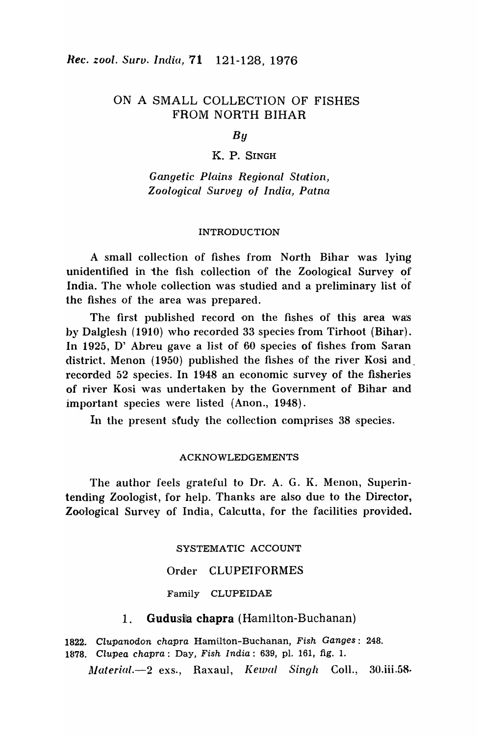# ON A SMALL COLLECTION OF FISHES FROM NORTH BIHAR

*By*

K. P. SINGH

*Gangetic Plains Regional Station, Zoological Survey of India, Patna*

## INTRODUCTION

A small collection of fishes from North Bihar was lying unidentified in the fish collection of the Zoological Survey of India. The whole collection was studied and a preliminary list of the fishes of the area was prepared.

The first published record on the fishes of this area was by Dalglesh (1910) who recorded 33 species from Tirhoot (Bihar). In 1925, D' Abreu gave a list of 60 species of fishes from Saran district. Menon (1950) published the fishes of the river Kosi and recorded 52 species. In 1948 an economic survey of the fisheries of river Kosi was undertaken by the Government of Bihar and important species were listed (Anon., 1948).

In the present study the collection comprises 38 species.

## ACKNOWLEDGEMENTS

The author feels grateful to Dr. A. G. K. Menon, Superintending Zoologist, for help. Thanks are also due to the Director, Zoological Survey of India, Calcutta, for the facilities provided.

## SYSTEMATIC ACCOUNT

### Order CLUPEIFORMES

#### Family CLUPEIDAE

#### 1. **Gudusia chapra** (Hamilton-Buchanan)

1822. *Clupanodon chapra* Hamilton-Buchanan, *Fish Ganges*: 248.
1878. *Clupea chapra*: Day, *Fish India*: 639, pl. 161, fig. 1.

*Material*.—2 exs., Raxaul, *Kewal Singh* Coll., 30.iii.58.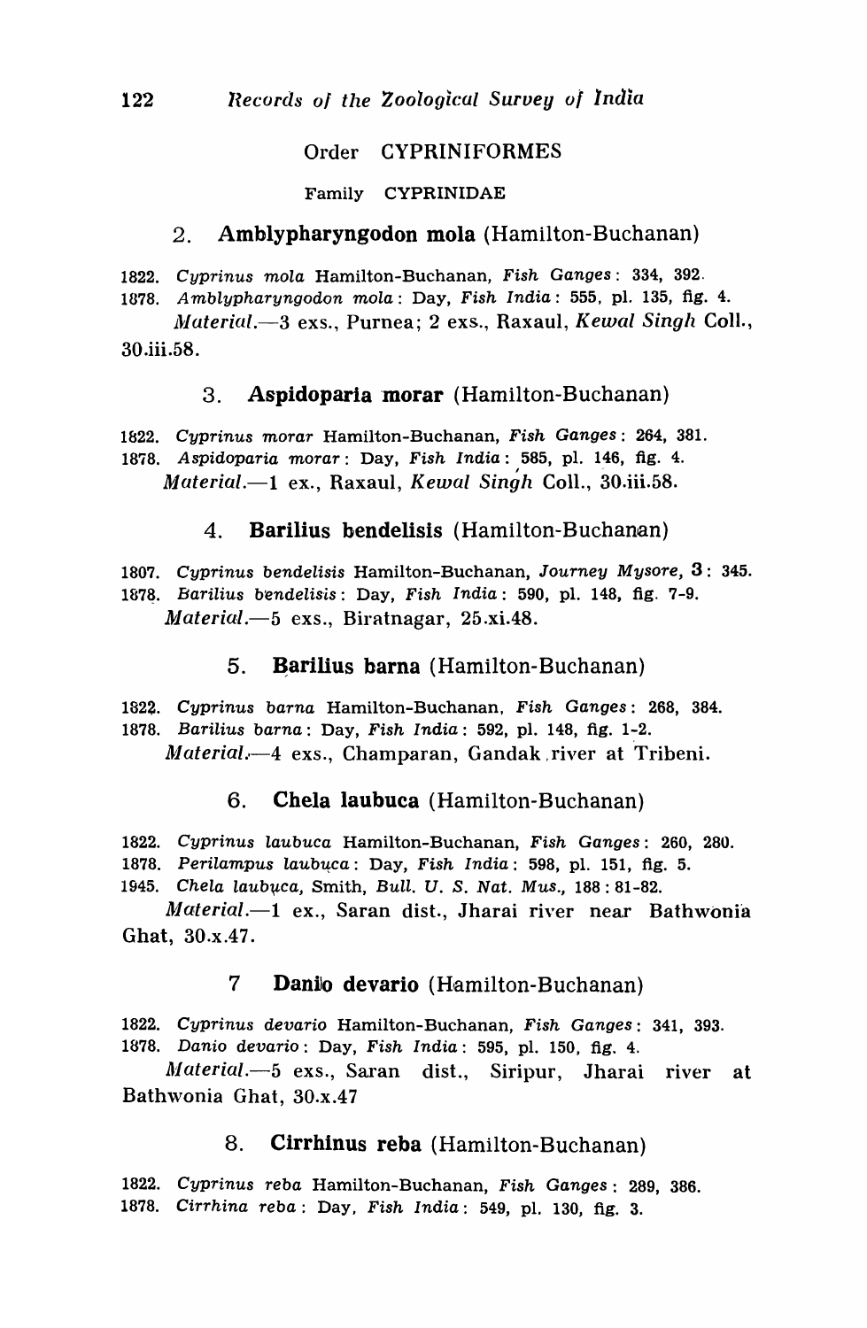## Order CYPRINIFORMES

### Family CYPRINIDAE

### 2. **Amblypharyngodon mola** (Hamilton-Buchanan)

1822. *Cyprinus mola* Hamilton-Buchanan, *Fish Ganges*: 334, 392.
1878. *Amblypharyngodon mola*: Day, *Fish India*: 555, pl. 135, fig. 4.

*Material.*—3 exs., Purnea; 2 exs., Raxaul, *Kewal Singh* Coll., 30.iii.58.

### 3. **Aspidoparia morar** (Hamilton-Buchanan)

1822. *Cyprinus morar* Hamilton-Buchanan, *Fish Ganges*: 264, 381.
1878. *Aspidoparia morar*: Day, *Fish India*: 585, pl. 146, fig. 4.

*Material.*—1 ex., Raxaul, *Kewal Singh* Coll., 30.iii.58.

### 4. **Barilius bendelisis** (Hamilton-Buchanan)

1807. *Cyprinus bendelisis* Hamilton-Buchanan, *Journey Mysore*, **3**: 345.
1878. *Barilius bendelisis*: Day, *Fish India*: 590, pl. 148, fig. 7-9.

*Material.*—5 exs., Biratnagar, 25.xi.48.

### 5. **Barilius barna** (Hamilton-Buchanan)

1822. *Cyprinus barna* Hamilton-Buchanan, *Fish Ganges*: 268, 384.
1878. *Barilius barna*: Day, *Fish India*: 592, pl. 148, fig. 1-2.

*Material.*—4 exs., Champaran, Gandak river at Tribeni.

### 6. **Chela laubuca** (Hamilton-Buchanan)

1822. *Cyprinus laubuca* Hamilton-Buchanan, *Fish Ganges*: 260, 280.
1878. *Perilampus laubuca*: Day, *Fish India*: 598, pl. 151, fig. 5.
1945. *Chela laubuca*, Smith, *Bull. U. S. Nat. Mus.*, 188: 81-82.

*Material.*—1 ex., Saran dist., Jharai river near Bathwonia Ghat, 30.x.47.

### 7 **Danio devario** (Hamilton-Buchanan)

1822. *Cyprinus devario* Hamilton-Buchanan, *Fish Ganges*: 341, 393.
1878. *Danio devario*: Day, *Fish India*: 595, pl. 150, fig. 4.

*Material.*—5 exs., Saran dist., Siripur, Jharai river at Bathwonia Ghat, 30.x.47

### 8. **Cirrhinus reba** (Hamilton-Buchanan)

1822. *Cyprinus reba* Hamilton-Buchanan, *Fish Ganges*: 289, 386.
1878. *Cirrhina reba*: Day, *Fish India*: 549, pl. 130, fig. 3.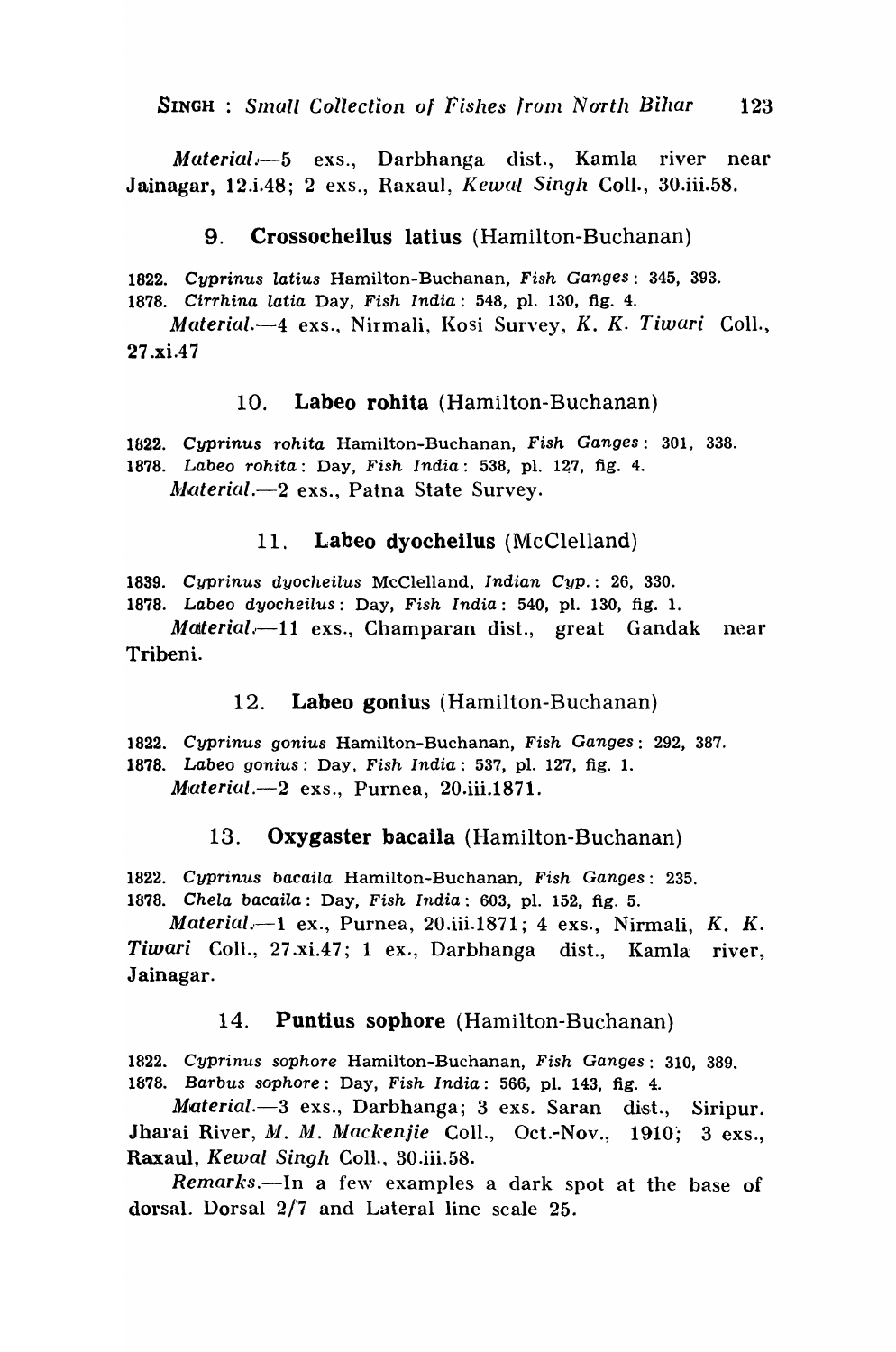*Material*.—5 exs., Darbhanga dist., Kamla river near Jainagar, 12.i.48; 2 exs., Raxaul, *Kewal Singh* Coll., 30.iii.58.

### 9. **Crossocheilus latius** (Hamilton-Buchanan)

1822. *Cyprinus latius* Hamilton-Buchanan, *Fish Ganges*: 345, 393.
1878. *Cirrhina latia* Day, *Fish India*: 548, pl. 130, fig. 4.

*Material*.—4 exs., Nirmali, Kosi Survey, *K. K. Tiwari* Coll., 27.xi.47

### 10. **Labeo rohita** (Hamilton-Buchanan)

1822. *Cyprinus rohita* Hamilton-Buchanan, *Fish Ganges*: 301, 338.
1878. *Labeo rohita*: Day, *Fish India*: 538, pl. 127, fig. 4.

*Material*.—2 exs., Patna State Survey.

### 11. **Labeo dyocheilus** (McClelland)

1839. *Cyprinus dyocheilus* McClelland, *Indian Cyp.*: 26, 330.
1878. *Labeo dyocheilus*: Day, *Fish India*: 540, pl. 130, fig. 1.

*Material*.—11 exs., Champaran dist., great Gandak near Tribeni.

### 12. **Labeo gonius** (Hamilton-Buchanan)

1822. *Cyprinus gonius* Hamilton-Buchanan, *Fish Ganges*: 292, 387.
1878. *Labeo gonius*: Day, *Fish India*: 537, pl. 127, fig. 1.

*Material*.—2 exs., Purnea, 20.iii.1871.

### 13. **Oxygaster bacaila** (Hamilton-Buchanan)

1822. *Cyprinus bacaila* Hamilton-Buchanan, *Fish Ganges*: 235.
1878. *Chela bacaila*: Day, *Fish India*: 603, pl. 152, fig. 5.

*Material*.—1 ex., Purnea, 20.iii.1871; 4 exs., Nirmali, *K. K. Tiwari* Coll., 27.xi.47; 1 ex., Darbhanga dist., Kamla river, Jainagar.

### 14. **Puntius sophore** (Hamilton-Buchanan)

1822. *Cyprinus sophore* Hamilton-Buchanan, *Fish Ganges*: 310, 389.
1878. *Barbus sophore*: Day, *Fish India*: 566, pl. 143, fig. 4.

*Material*.—3 exs., Darbhanga; 3 exs. Saran dist., Siripur. Jharai River, *M. M. Mackenjie* Coll., Oct.-Nov., 1910; 3 exs., Raxaul, *Kewal Singh* Coll., 30.iii.58.

*Remarks*.—In a few examples a dark spot at the base of dorsal. Dorsal 2/7 and Lateral line scale 25.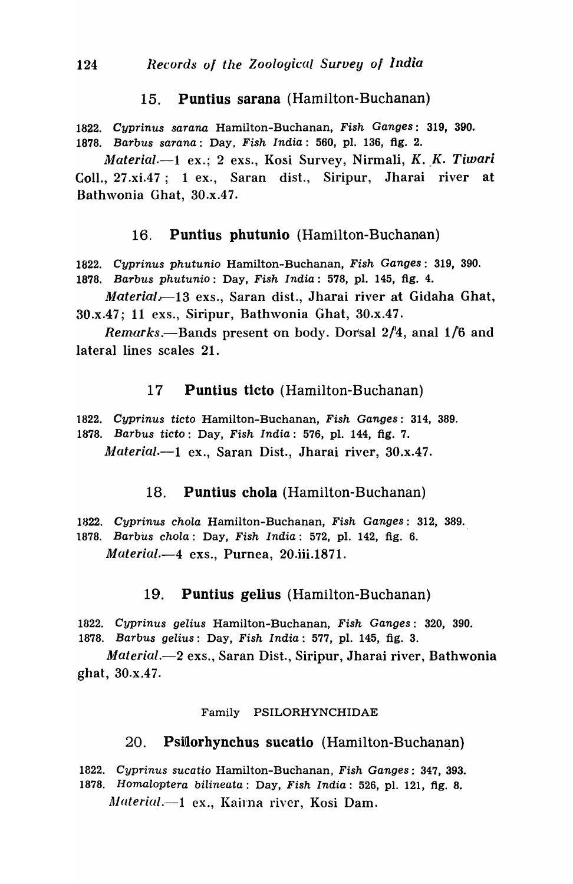### 15. **Puntius sarana** (Hamilton-Buchanan)

1822. *Cyprinus sarana* Hamilton-Buchanan, *Fish Ganges*: 319, 390.
1878. *Barbus sarana*: Day, *Fish India*: 560, pl. 136, fig. 2.

*Material*.—1 ex.; 2 exs., Kosi Survey, Nirmali, *K. K. Tiwari* Coll., 27.xi.47 ; 1 ex., Saran dist., Siripur, Jharai river at Bathwonia Ghat, 30.x.47.

### 16. **Puntius phutunio** (Hamilton-Buchanan)

1822. *Cyprinus phutunio* Hamilton-Buchanan, *Fish Ganges*: 319, 390.
1878. *Barbus phutunio*: Day, *Fish India*: 578, pl. 145, fig. 4.

*Material*.—13 exs., Saran dist., Jharai river at Gidaha Ghat, 30.x.47; 11 exs., Siripur, Bathwonia Ghat, 30.x.47.

*Remarks*.—Bands present on body. Dorsal 2/4, anal 1/6 and lateral lines scales 21.

### 17 **Puntius ticto** (Hamilton-Buchanan)

1822. *Cyprinus ticto* Hamilton-Buchanan, *Fish Ganges*: 314, 389.
1878. *Barbus ticto*: Day, *Fish India*: 576, pl. 144, fig. 7.

*Material*.—1 ex., Saran Dist., Jharai river, 30.x.47.

### 18. **Puntius chola** (Hamilton-Buchanan)

1822. *Cyprinus chola* Hamilton-Buchanan, *Fish Ganges*: 312, 389.
1878. *Barbus chola*: Day, *Fish India*: 572, pl. 142, fig. 6.

*Material*.—4 exs., Purnea, 20.iii.1871.

### 19. **Puntius gelius** (Hamilton-Buchanan)

1822. *Cyprinus gelius* Hamilton-Buchanan, *Fish Ganges*: 320, 390.
1878. *Barbus gelius*: Day, *Fish India*: 577, pl. 145, fig. 3.

*Material*.—2 exs., Saran Dist., Siripur, Jharai river, Bathwonia ghat, 30.x.47.

## Family PSILORHYNCHIDAE

### 20. **Psilorhynchus sucatio** (Hamilton-Buchanan)

1822. *Cyprinus sucatio* Hamilton-Buchanan, *Fish Ganges*: 347, 393.
1878. *Homaloptera bilineata*: Day, *Fish India*: 526, pl. 121, fig. 8.

*Material*.—1 ex., Kairna river, Kosi Dam.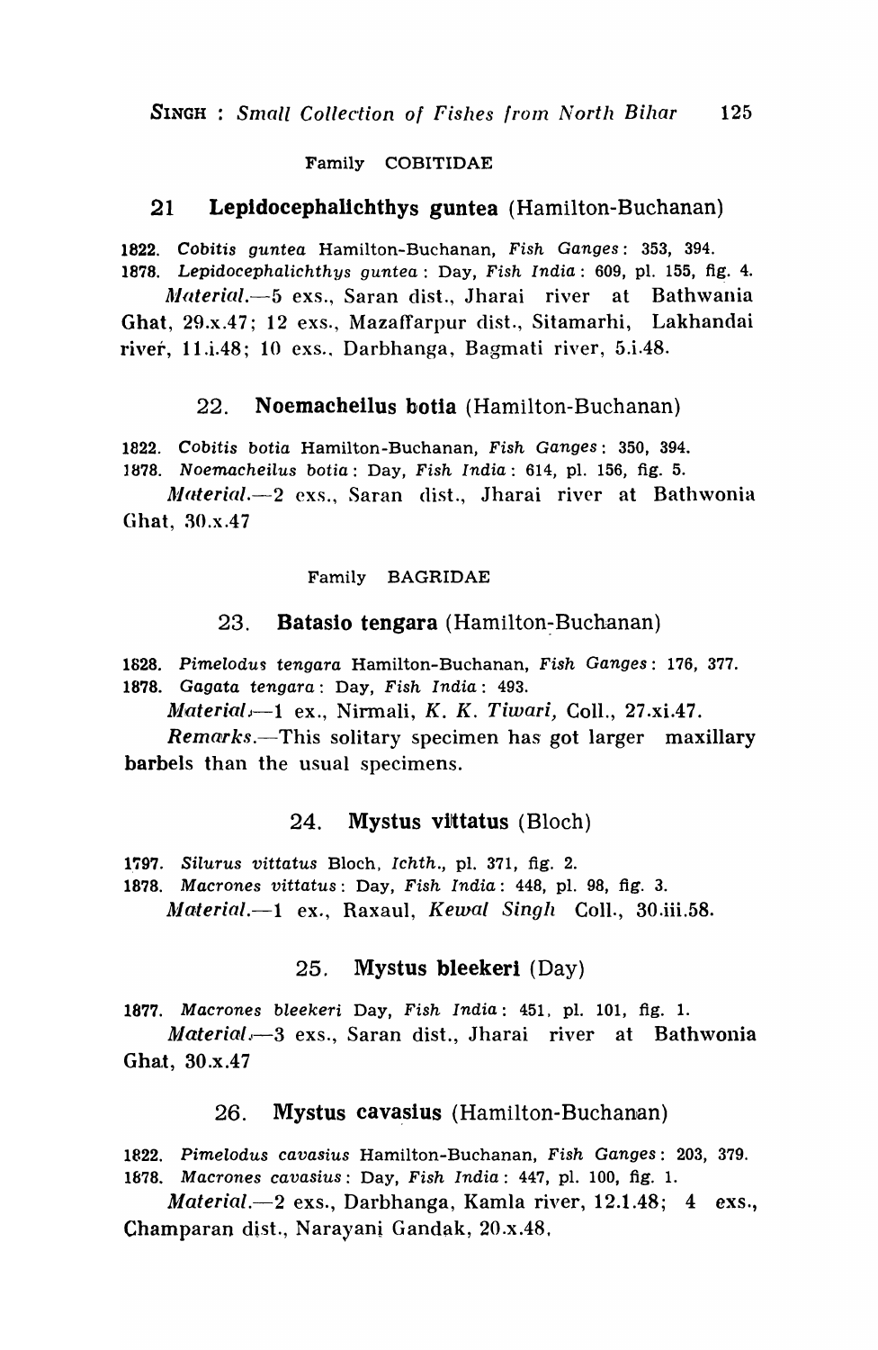Family COBITIDAE

### 21 **Lepidocephalichthys guntea** (Hamilton-Buchanan)

1822. *Cobitis guntea* Hamilton-Buchanan, *Fish Ganges*: 353, 394.
1878. *Lepidocephalichthys guntea*: Day, *Fish India*: 609, pl. 155, fig. 4.

*Material*.—5 exs., Saran dist., Jharai river at Bathwania Ghat, 29.x.47; 12 exs., Mazaffarpur dist., Sitamarhi, Lakhandai river, 11.i.48; 10 exs., Darbhanga, Bagmati river, 5.i.48.

### 22. **Noemacheilus botia** (Hamilton-Buchanan)

1822. *Cobitis botia* Hamilton-Buchanan, *Fish Ganges*: 350, 394.
1878. *Noemacheilus botia*: Day, *Fish India*: 614, pl. 156, fig. 5.

*Material*.—2 exs., Saran dist., Jharai river at Bathwonia Ghat, 30.x.47

Family BAGRIDAE

### 23. **Batasio tengara** (Hamilton-Buchanan)

1828. *Pimelodus tengara* Hamilton-Buchanan, *Fish Ganges*: 176, 377.
1878. *Gagata tengara*: Day, *Fish India*: 493.

*Material*.—1 ex., Nirmali, *K. K. Tiwari*, Coll., 27.xi.47.

*Remarks*.—This solitary specimen has got larger maxillary barbels than the usual specimens.

### 24. **Mystus vittatus** (Bloch)

1797. *Silurus vittatus* Bloch, *Ichth*., pl. 371, fig. 2.
1878. *Macrones vittatus*: Day, *Fish India*: 448, pl. 98, fig. 3.

*Material*.—1 ex., Raxaul, *Kewal Singh* Coll., 30.iii.58.

### 25. **Mystus bleekeri** (Day)

1877. *Macrones bleekeri* Day, *Fish India*: 451, pl. 101, fig. 1.

*Material*.—3 exs., Saran dist., Jharai river at Bathwonia Ghat, 30.x.47

### 26. **Mystus cavasius** (Hamilton-Buchanan)

1822. *Pimelodus cavasius* Hamilton-Buchanan, *Fish Ganges*: 203, 379.
1878. *Macrones cavasius*: Day, *Fish India*: 447, pl. 100, fig. 1.

*Material*.—2 exs., Darbhanga, Kamla river, 12.1.48; 4 exs., Champaran dist., Narayani Gandak, 20.x.48.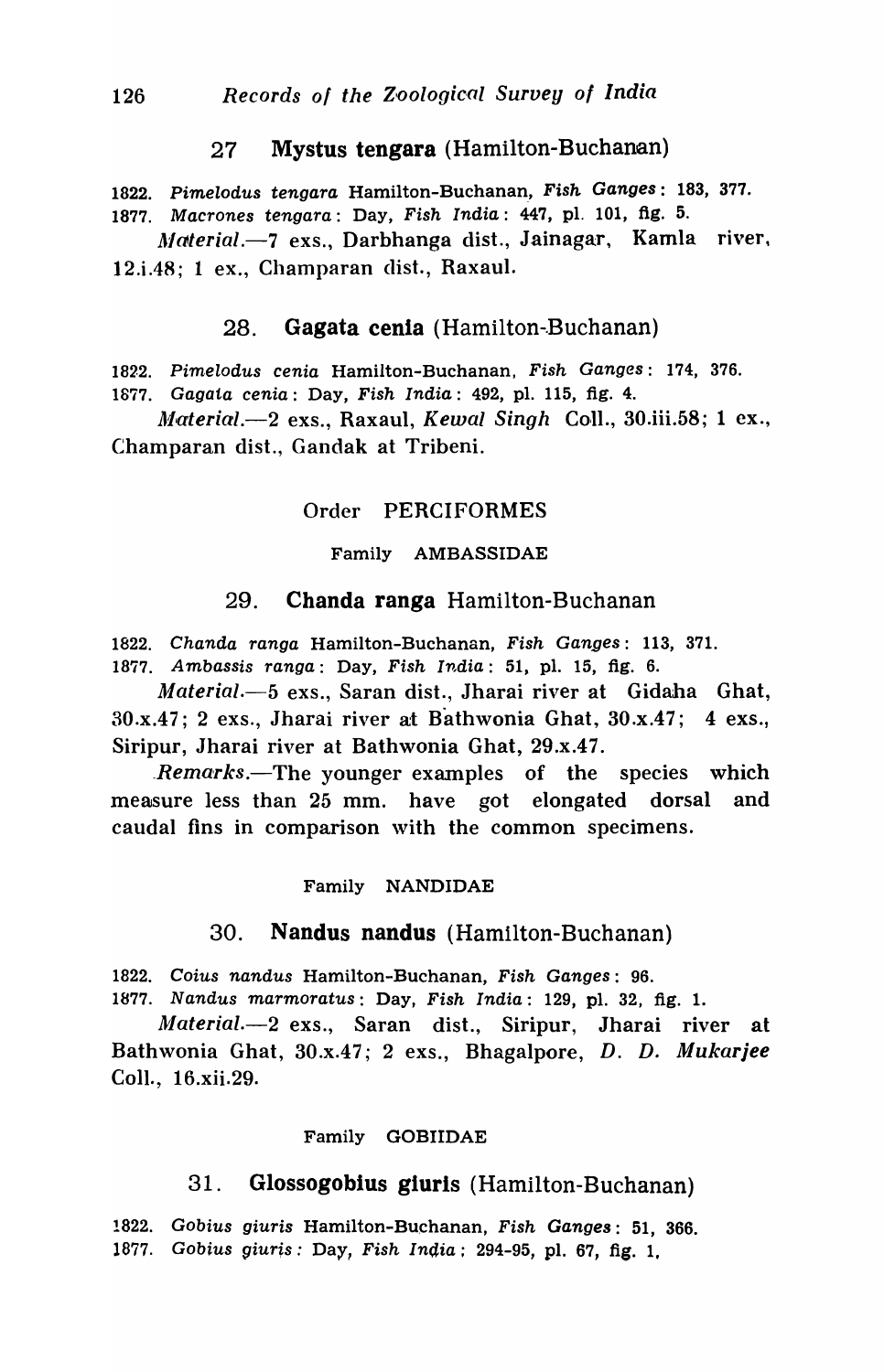## 27 **Mystus tengara** (Hamilton-Buchanan)

1822. *Pimelodus tengara* Hamilton-Buchanan, *Fish Ganges*: 183, 377.
1877. *Macrones tengara*: Day, *Fish India*: 447, pl. 101, fig. 5.

*Material*.—7 exs., Darbhanga dist., Jainagar, Kamla river, 12.i.48; 1 ex., Champaran dist., Raxaul.

## 28. **Gagata cenia** (Hamilton-Buchanan)

1822. *Pimelodus cenia* Hamilton-Buchanan, *Fish Ganges*: 174, 376.
1877. *Gagata cenia*: Day, *Fish India*: 492, pl. 115, fig. 4.

*Material*.—2 exs., Raxaul, *Kewal Singh* Coll., 30.iii.58; 1 ex., Champaran dist., Gandak at Tribeni.

### Order PERCIFORMES

#### Family AMBASSIDAE

## 29. **Chanda ranga** Hamilton-Buchanan

1822. *Chanda ranga* Hamilton-Buchanan, *Fish Ganges*: 113, 371.
1877. *Ambassis ranga*: Day, *Fish India*: 51, pl. 15, fig. 6.

*Material*.—5 exs., Saran dist., Jharai river at Gidaha Ghat, 30.x.47; 2 exs., Jharai river at Bathwonia Ghat, 30.x.47; 4 exs., Siripur, Jharai river at Bathwonia Ghat, 29.x.47.

*Remarks*.—The younger examples of the species which measure less than 25 mm. have got elongated dorsal and caudal fins in comparison with the common specimens.

#### Family NANDIDAE

## 30. **Nandus nandus** (Hamilton-Buchanan)

1822. *Coius nandus* Hamilton-Buchanan, *Fish Ganges*: 96.
1877. *Nandus marmoratus*: Day, *Fish India*: 129, pl. 32, fig. 1.

*Material*.—2 exs., Saran dist., Siripur, Jharai river at Bathwonia Ghat, 30.x.47; 2 exs., Bhagalpore, *D. D. Mukarjee* Coll., 16.xii.29.

#### Family GOBIIDAE

## 31. **Glossogobius giuris** (Hamilton-Buchanan)

1822. *Gobius giuris* Hamilton-Buchanan, *Fish Ganges*: 51, 366.
1877. *Gobius giuris*: Day, *Fish India*; 294-95, pl. 67, fig. 1,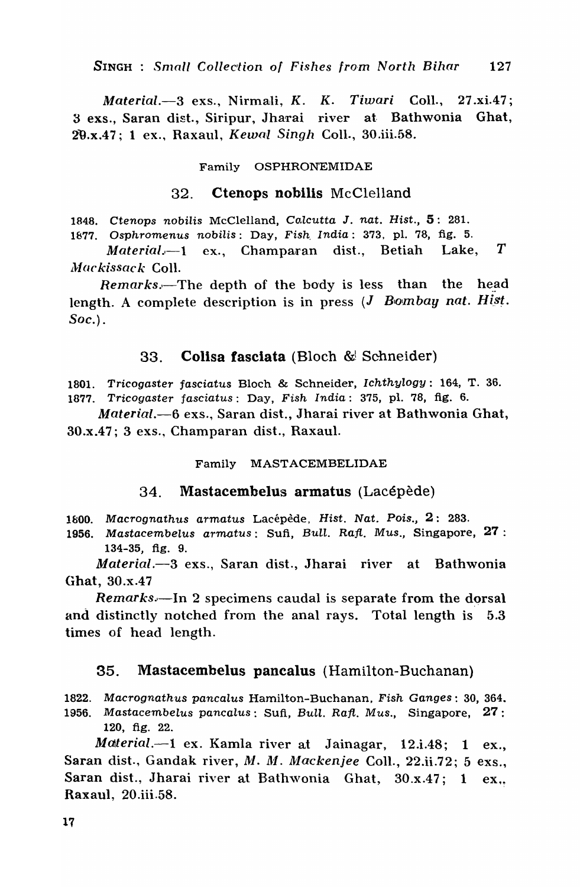*Material*.—3 exs., Nirmali, *K. K. Tiwari* Coll., 27.xi.47; 3 exs., Saran dist., Siripur, Jharai river at Bathwonia Ghat, 29.x.47; 1 ex., Raxaul, *Kewal Singh* Coll., 30.iii.58.

Family OSPHRONEMIDAE

### 32. **Ctenops nobilis** McClelland

1848. *Ctenops nobilis* McClelland, *Calcutta J. nat. Hist.*, **5**: 281.
1877. *Osphromenus nobilis*: Day, *Fish India*: 373, pl. 78, fig. 5.

*Material*.—1 ex., Champaran dist., Betiah Lake, *T Mackissack* Coll.

*Remarks*.—The depth of the body is less than the head length. A complete description is in press (*J Bombay nat. Hist. Soc.*).

### 33. **Colisa fasciata** (Bloch & Schneider)

1801. *Tricogaster fasciatus* Bloch & Schneider, *Ichthylogy*: 164, T. 36.
1877. *Tricogaster fasciatus*: Day, *Fish India*: 375, pl. 78, fig. 6.

*Material*.—6 exs., Saran dist., Jharai river at Bathwonia Ghat, 30.x.47; 3 exs., Champaran dist., Raxaul.

Family MASTACEMBELIDAE

### 34. **Mastacembelus armatus** (Lacépède)

1800. *Macrognathus armatus* Lacépède, *Hist. Nat. Pois.*, **2**: 283.
1956. *Mastacembelus armatus*: Sufi, *Bull. Rafl. Mus.*, Singapore, **27**: 134-35, fig. 9.

*Material*.—3 exs., Saran dist., Jharai river at Bathwonia Ghat, 30.x.47

*Remarks*.—In 2 specimens caudal is separate from the dorsal and distinctly notched from the anal rays. Total length is 5.3 times of head length.

### 35. **Mastacembelus pancalus** (Hamilton-Buchanan)

1822. *Macrognathus pancalus* Hamilton-Buchanan, *Fish Ganges*: 30, 364.
1956. *Mastacembelus pancalus*: Sufi, *Bull. Rafl. Mus.*, Singapore, **27**: 120, fig. 22.

*Material*.—1 ex. Kamla river at Jainagar, 12.i.48; 1 ex., Saran dist., Gandak river, *M. M. Mackenjee* Coll., 22.ii.72; 5 exs., Saran dist., Jharai river at Bathwonia Ghat, 30.x.47; 1 ex., Raxaul, 20.iii.58.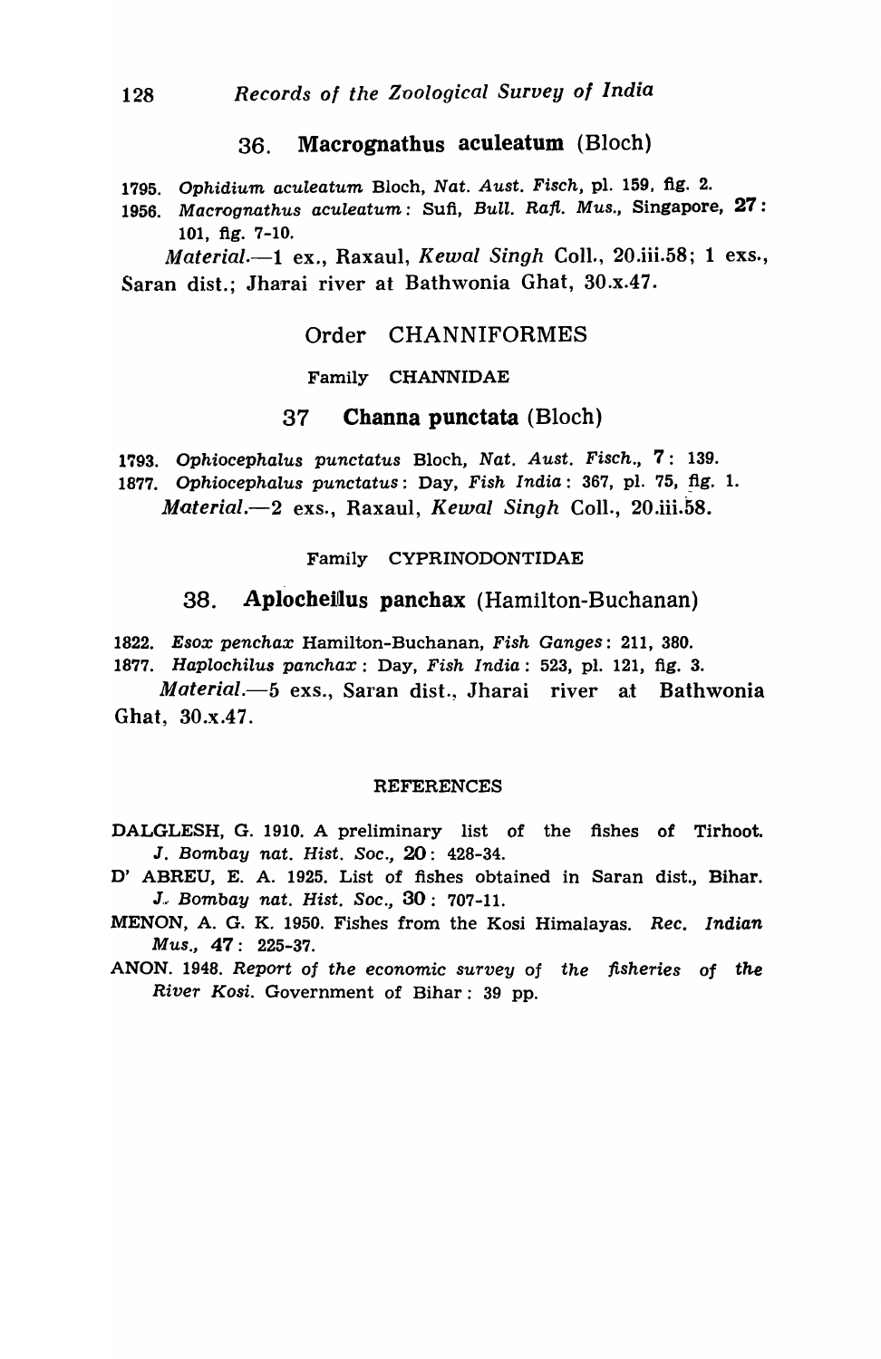### 36. **Macrognathus aculeatum** (Bloch)

1795. *Ophidium aculeatum* Bloch, *Nat. Aust. Fisch*, pl. 159, fig. 2.

1956. *Macrognathus aculeatum*: Sufi, *Bull. Rafl. Mus.*, Singapore, **27**: 101, fig. 7-10.

*Material*.—1 ex., Raxaul, *Kewal Singh* Coll., 20.iii.58; 1 exs., Saran dist.; Jharai river at Bathwonia Ghat, 30.x.47.

## Order CHANNIFORMES

### Family CHANNIDAE

### 37 **Channa punctata** (Bloch)

1793. *Ophiocephalus punctatus* Bloch, *Nat. Aust. Fisch.*, **7**: 139.

1877. *Ophiocephalus punctatus*: Day, *Fish India*: 367, pl. 75, fig. 1.

*Material*.—2 exs., Raxaul, *Kewal Singh* Coll., 20.iii.58.

### Family CYPRINODONTIDAE

### 38. **Aplocheilus panchax** (Hamilton-Buchanan)

1822. *Esox penchax* Hamilton-Buchanan, *Fish Ganges*: 211, 380.

1877. *Haplochilus panchax*: Day, *Fish India*: 523, pl. 121, fig. 3.

*Material*.—5 exs., Saran dist., Jharai river at Bathwonia Ghat, 30.x.47.

## REFERENCES

DALGLESH, G. 1910. A preliminary list of the fishes of Tirhoot. *J. Bombay nat. Hist. Soc.*, **20**: 428-34.

D' ABREU, E. A. 1925. List of fishes obtained in Saran dist., Bihar. *J. Bombay nat. Hist. Soc.*, **30**: 707-11.

MENON, A. G. K. 1950. Fishes from the Kosi Himalayas. *Rec. Indian Mus.*, **47**: 225-37.

ANON. 1948. *Report of the economic survey of the fisheries of the River Kosi.* Government of Bihar: 39 pp.